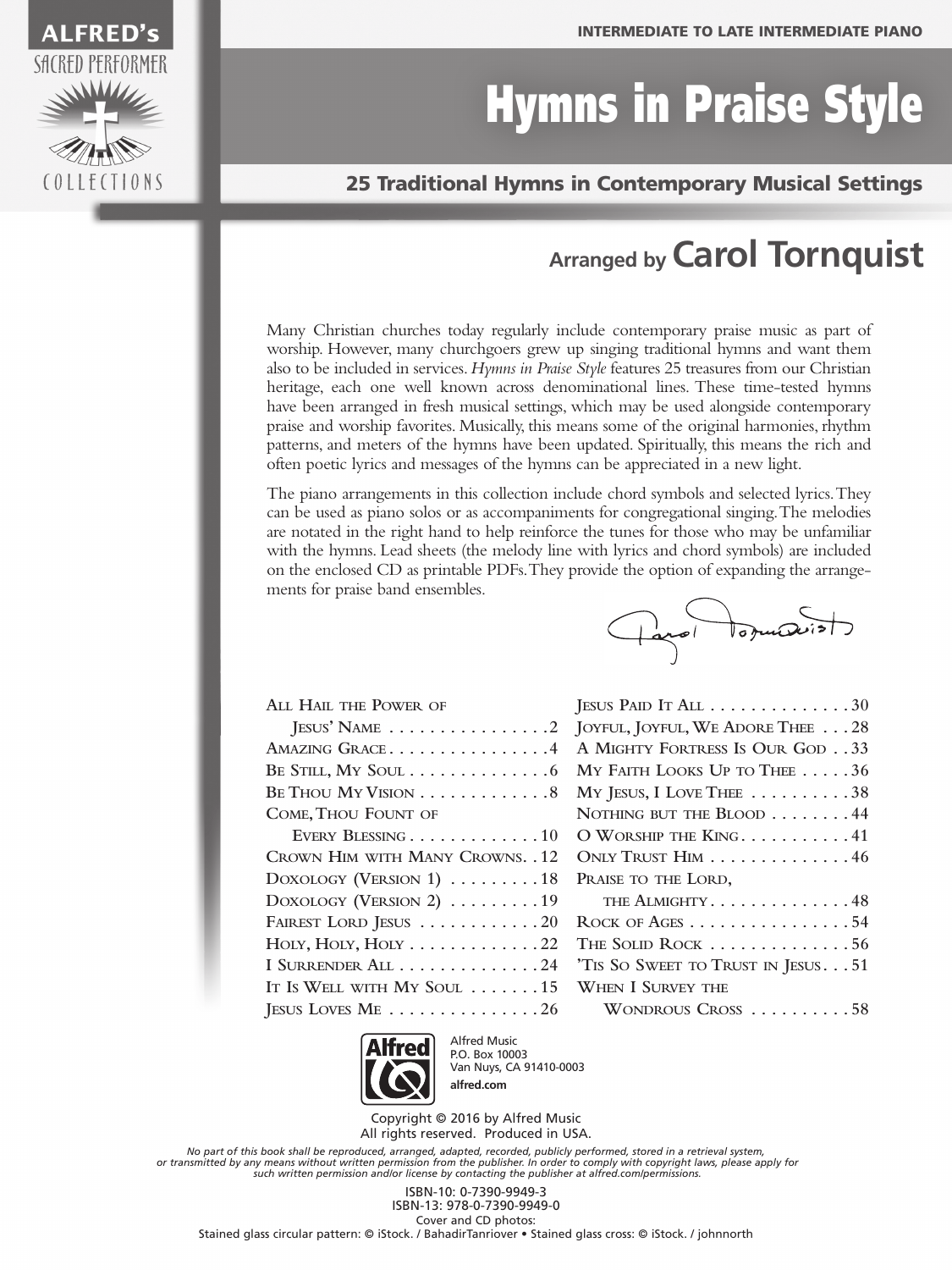ALFRED's
SACRED PERFORMER
COLLECTIONS

INTERMEDIATE TO LATE INTERMEDIATE PIANO

# Hymns in Praise Style

## 25 Traditional Hymns in Contemporary Musical Settings

### Arranged by Carol Tornquist

Many Christian churches today regularly include contemporary praise music as part of worship. However, many churchgoers grew up singing traditional hymns and want them also to be included in services. *Hymns in Praise Style* features 25 treasures from our Christian heritage, each one well known across denominational lines. These time-tested hymns have been arranged in fresh musical settings, which may be used alongside contemporary praise and worship favorites. Musically, this means some of the original harmonies, rhythm patterns, and meters of the hymns have been updated. Spiritually, this means the rich and often poetic lyrics and messages of the hymns can be appreciated in a new light.

The piano arrangements in this collection include chord symbols and selected lyrics. They can be used as piano solos or as accompaniments for congregational singing. The melodies are notated in the right hand to help reinforce the tunes for those who may be unfamiliar with the hymns. Lead sheets (the melody line with lyrics and chord symbols) are included on the enclosed CD as printable PDFs. They provide the option of expanding the arrangements for praise band ensembles.

Carol Tornquist

All Hail the Power of Jesus' Name . . . . . . . . . . . . . . . . 2
Amazing Grace . . . . . . . . . . . . . . . . 4
Be Still, My Soul . . . . . . . . . . . . . . 6
Be Thou My Vision . . . . . . . . . . . . . 8
Come, Thou Fount of Every Blessing . . . . . . . . . . . . . 10
Crown Him with Many Crowns . . 12
Doxology (Version 1) . . . . . . . . . 18
Doxology (Version 2) . . . . . . . . . 19
Fairest Lord Jesus . . . . . . . . . . . . 20
Holy, Holy, Holy . . . . . . . . . . . . . 22
I Surrender All . . . . . . . . . . . . . . 24
It Is Well with My Soul . . . . . . . 15
Jesus Loves Me . . . . . . . . . . . . . . . 26
Jesus Paid It All . . . . . . . . . . . . . . 30
Joyful, Joyful, We Adore Thee . . . 28
A Mighty Fortress Is Our God . . 33
My Faith Looks Up to Thee . . . . . 36
My Jesus, I Love Thee . . . . . . . . . . 38
Nothing but the Blood . . . . . . . . 44
O Worship the King . . . . . . . . . . . 41
Only Trust Him . . . . . . . . . . . . . . 46
Praise to the Lord, the Almighty . . . . . . . . . . . . . . 48
Rock of Ages . . . . . . . . . . . . . . . . 54
The Solid Rock . . . . . . . . . . . . . . 56
'Tis So Sweet to Trust in Jesus . . . 51
When I Survey the Wondrous Cross . . . . . . . . . . 58

Alfred Music
P.O. Box 10003
Van Nuys, CA 91410-0003
**alfred.com**

Copyright © 2016 by Alfred Music
All rights reserved. Produced in USA.

*No part of this book shall be reproduced, arranged, adapted, recorded, publicly performed, stored in a retrieval system, or transmitted by any means without written permission from the publisher. In order to comply with copyright laws, please apply for such written permission and/or license by contacting the publisher at alfred.com/permissions.*

ISBN-10: 0-7390-9949-3
ISBN-13: 978-0-7390-9949-0

Cover and CD photos:
Stained glass circular pattern: © iStock. / BahadirTanriover • Stained glass cross: © iStock. / johnnorth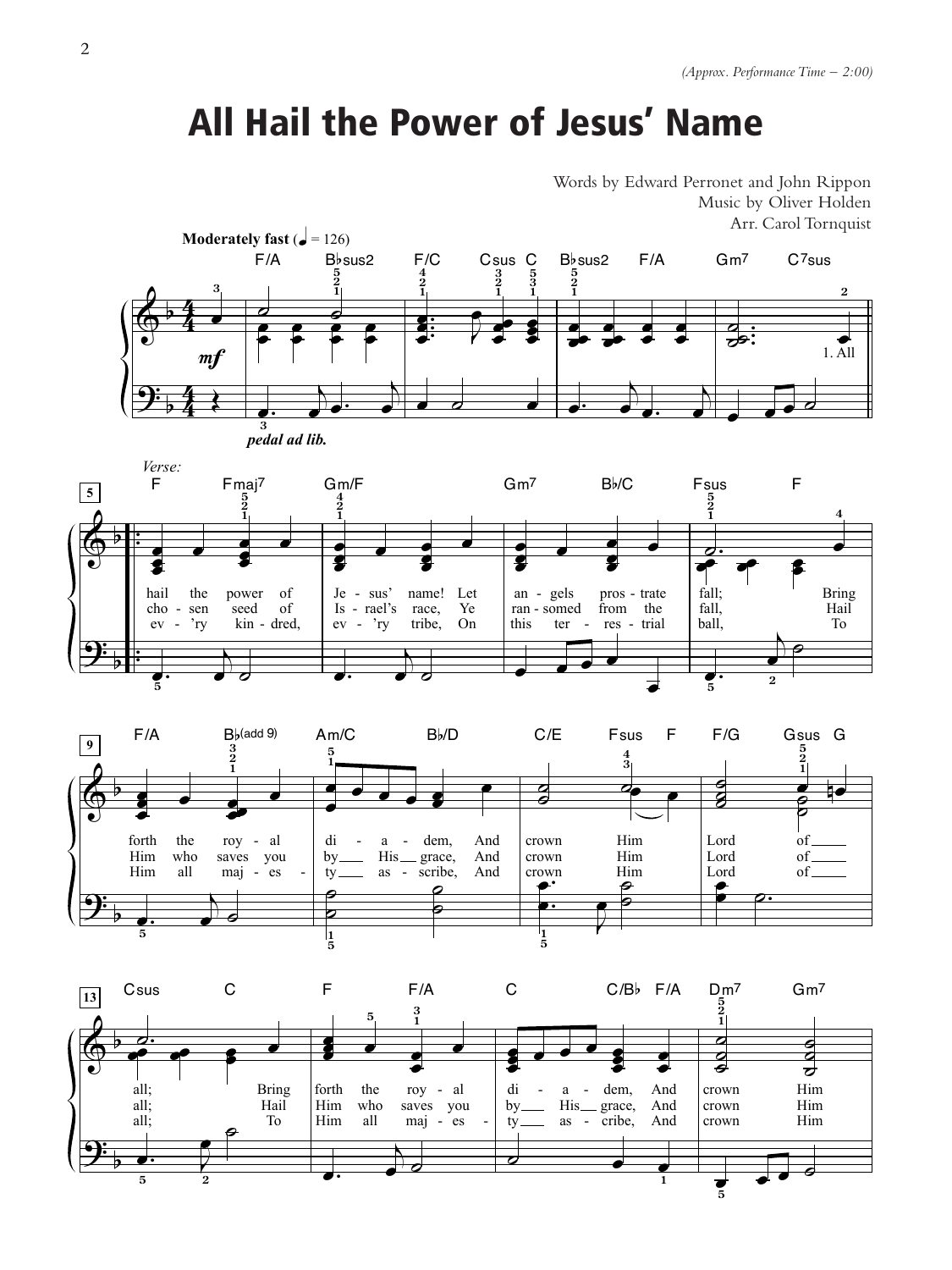(Approx. Performance Time – 2:00)

# All Hail the Power of Jesus' Name

Words by Edward Perronet and John Rippon
Music by Oliver Holden
Arr. Carol Tornquist

**Moderately fast** (♩ = 126)

*pedal ad lib.*

Verse:

1. All hail the power of Jesus' name! Let angels prostrate fall; Bring forth the royal diadem, And crown Him Lord of all; Bring forth the royal diadem, And crown Him

2. chosen seed of Israel's race, Ye ransomed from the fall, Hail Him who saves you by His grace, And crown Him Lord of all; Hail Him who saves you by His grace, And crown Him

3. ev'ry kindred, ev'ry tribe, On this terrestrial ball, To Him all majesty ascribe, And crown Him Lord of all; To Him all majesty ascribe, And crown Him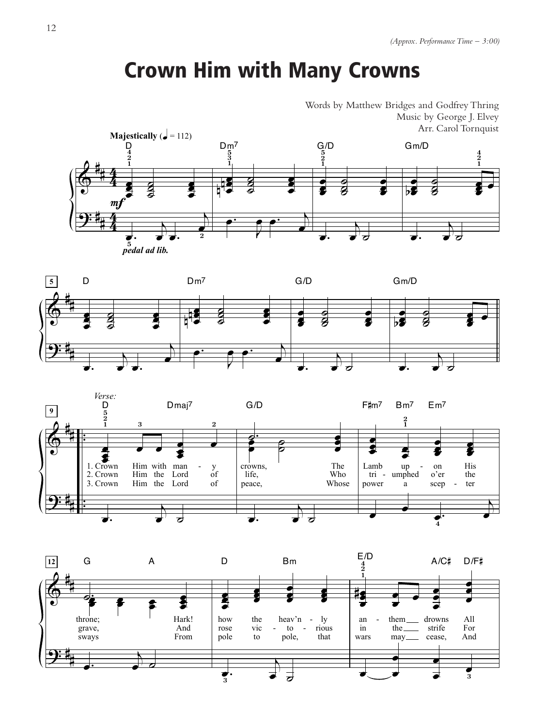*(Approx. Performance Time – 3:00)*

# Crown Him with Many Crowns

Words by Matthew Bridges and Godfrey Thring
Music by George J. Elvey
Arr. Carol Tornquist

**Majestically** (♩ = 112)

*Verse:*

1. Crown Him with man - y crowns, The Lamb up - on His throne; Hark! how the heav'n - ly an - them drowns All
2. Crown Him the Lord of life, Who tri - umphed o'er the grave, And rose vic - to - rious in the strife For
3. Crown Him the Lord of peace, Whose power a scep - ter sways From pole to pole, that wars may cease, And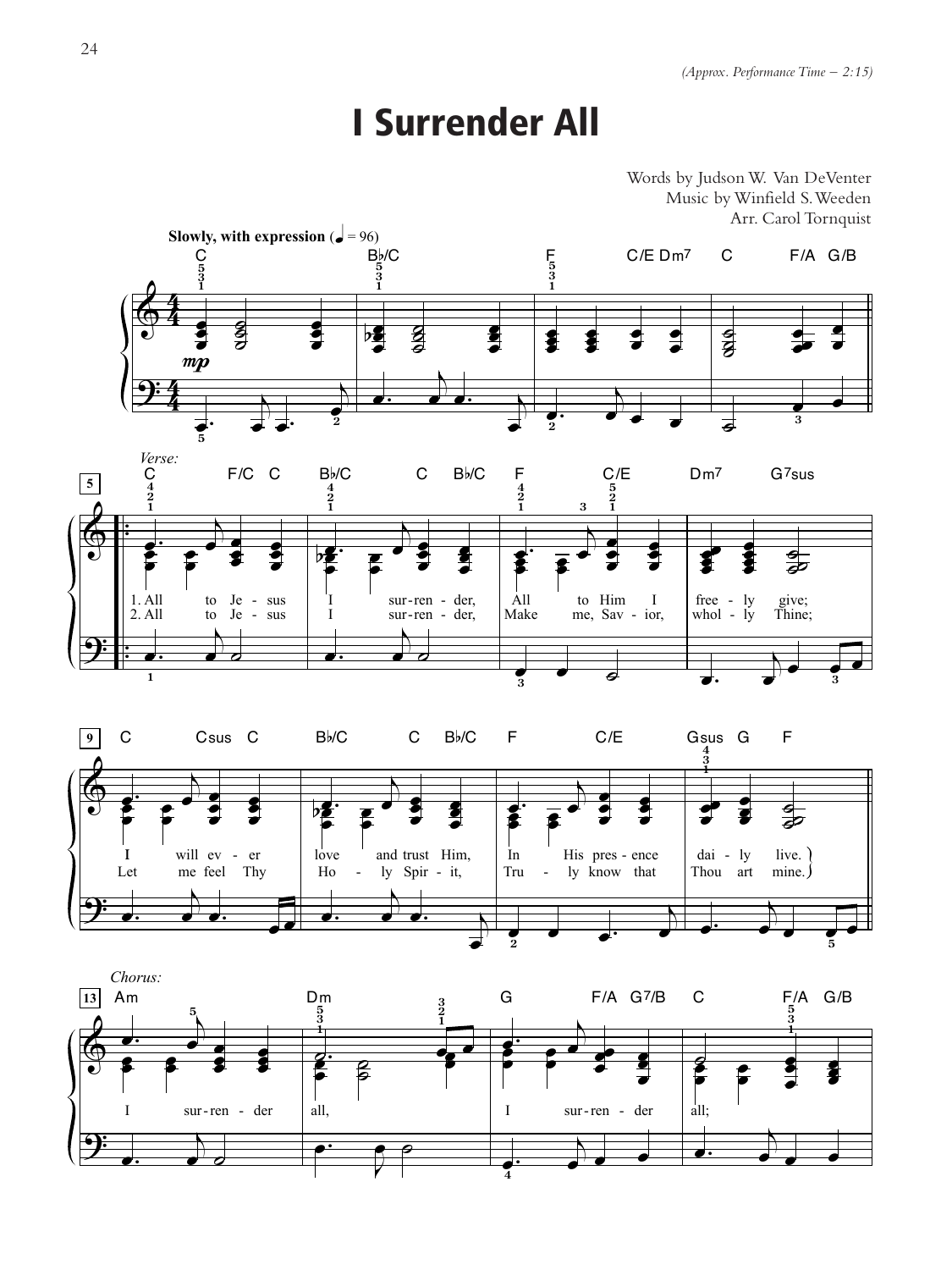*(Approx. Performance Time – 2:15)*

# I Surrender All

Words by Judson W. Van DeVenter
Music by Winfield S. Weeden
Arr. Carol Tornquist

**Slowly, with expression** (♩ = 96)

C B♭/C F C/E Dm7 C F/A G/B

*mp*

*Verse:*

C F/C C B♭/C C B♭/C F C/E Dm7 G7sus

1. All to Je - sus I sur-ren - der, All to Him I free - ly give;
2. All to Je - sus I sur-ren - der, Make me, Sav - ior, whol - ly Thine;

C Csus C B♭/C C B♭/C F C/E Gsus G F

I will ev - er love and trust Him, In His pres - ence dai - ly live.
Let me feel Thy Ho - ly Spir - it, Tru - ly know that Thou art mine.

*Chorus:*

Am Dm G F/A G7/B C F/A G/B

I sur-ren - der all, I sur-ren - der all;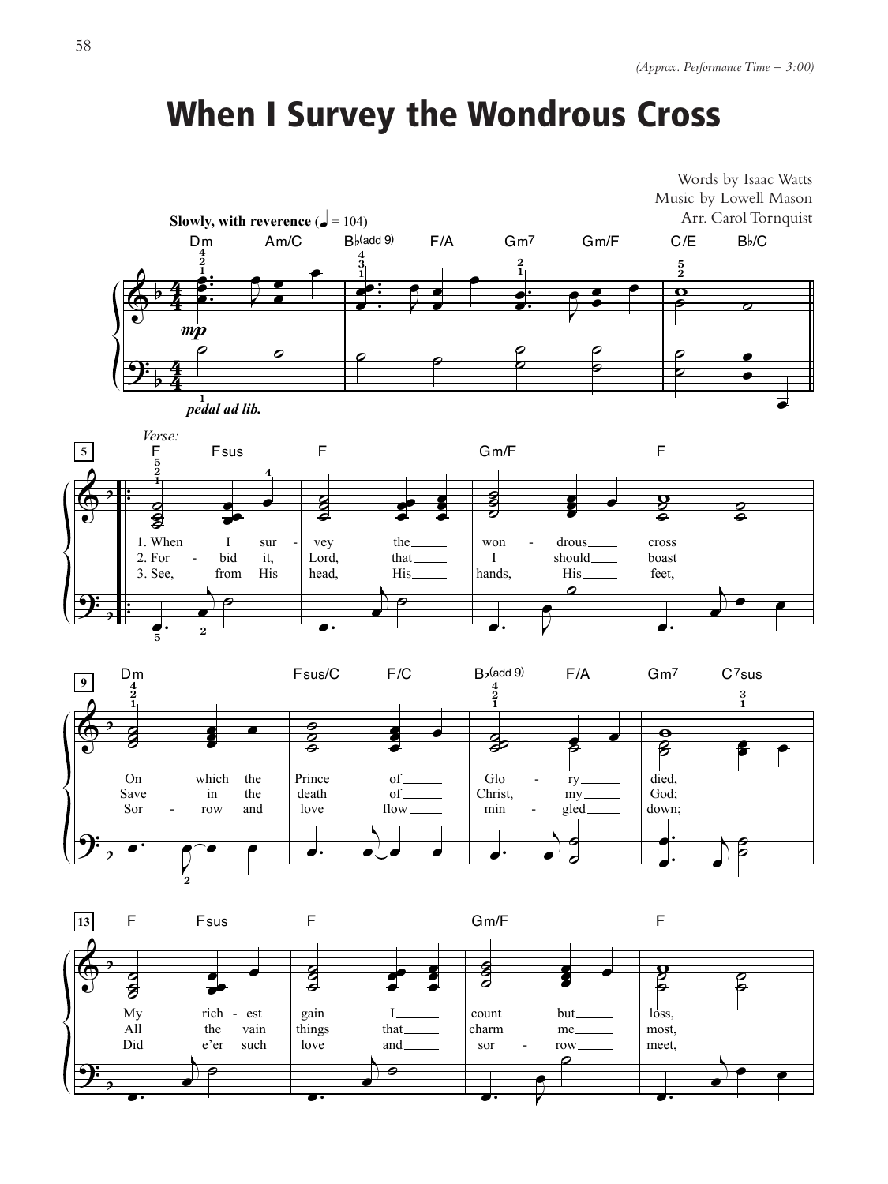(Approx. Performance Time – 3:00)

# When I Survey the Wondrous Cross

Words by Isaac Watts
Music by Lowell Mason
Arr. Carol Tornquist

**Slowly, with reverence** (♩ = 104)

Verse:

1. When I survey the wondrous cross
On which the Prince of Glory died,
My richest gain I count but loss,

2. Forbid it, Lord, that I should boast
Save in the death of Christ, my God;
All the vain things that charm me most,

3. See, from His head, His hands, His feet,
Sorrow and love flow mingled down;
Did e'er such love and sorrow meet,